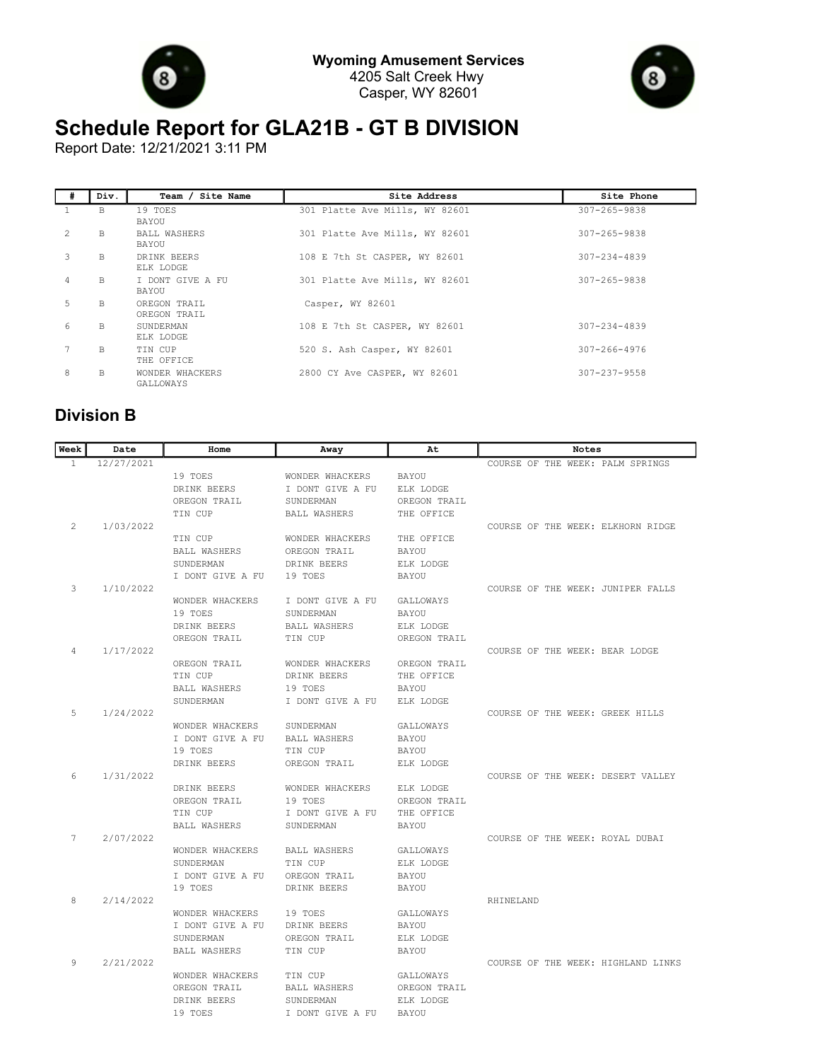**Wyoming Amusement Services**
4205 Salt Creek Hwy
Casper, WY 82601

# Schedule Report for GLA21B - GT B DIVISION

Report Date: 12/21/2021 3:11 PM

| # | Div. | Team / Site Name | Site Address | Site Phone |
|---|---|---|---|---|
| 1 | B | 19 TOES<br>BAYOU | 301 Platte Ave Mills, WY 82601 | 307-265-9838 |
| 2 | B | BALL WASHERS<br>BAYOU | 301 Platte Ave Mills, WY 82601 | 307-265-9838 |
| 3 | B | DRINK BEERS<br>ELK LODGE | 108 E 7th St CASPER, WY 82601 | 307-234-4839 |
| 4 | B | I DONT GIVE A FU<br>BAYOU | 301 Platte Ave Mills, WY 82601 | 307-265-9838 |
| 5 | B | OREGON TRAIL<br>OREGON TRAIL | Casper, WY 82601 | |
| 6 | B | SUNDERMAN<br>ELK LODGE | 108 E 7th St CASPER, WY 82601 | 307-234-4839 |
| 7 | B | TIN CUP<br>THE OFFICE | 520 S. Ash Casper, WY 82601 | 307-266-4976 |
| 8 | B | WONDER WHACKERS<br>GALLOWAYS | 2800 CY Ave CASPER, WY 82601 | 307-237-9558 |

## Division B

| Week | Date | Home | Away | At | Notes |
|---|---|---|---|---|---|
| 1 | 12/27/2021 | | | | COURSE OF THE WEEK: PALM SPRINGS |
| | | 19 TOES | WONDER WHACKERS | BAYOU | |
| | | DRINK BEERS | I DONT GIVE A FU | ELK LODGE | |
| | | OREGON TRAIL | SUNDERMAN | OREGON TRAIL | |
| | | TIN CUP | BALL WASHERS | THE OFFICE | |
| 2 | 1/03/2022 | | | | COURSE OF THE WEEK: ELKHORN RIDGE |
| | | TIN CUP | WONDER WHACKERS | THE OFFICE | |
| | | BALL WASHERS | OREGON TRAIL | BAYOU | |
| | | SUNDERMAN | DRINK BEERS | ELK LODGE | |
| | | I DONT GIVE A FU | 19 TOES | BAYOU | |
| 3 | 1/10/2022 | | | | COURSE OF THE WEEK: JUNIPER FALLS |
| | | WONDER WHACKERS | I DONT GIVE A FU | GALLOWAYS | |
| | | 19 TOES | SUNDERMAN | BAYOU | |
| | | DRINK BEERS | BALL WASHERS | ELK LODGE | |
| | | OREGON TRAIL | TIN CUP | OREGON TRAIL | |
| 4 | 1/17/2022 | | | | COURSE OF THE WEEK: BEAR LODGE |
| | | OREGON TRAIL | WONDER WHACKERS | OREGON TRAIL | |
| | | TIN CUP | DRINK BEERS | THE OFFICE | |
| | | BALL WASHERS | 19 TOES | BAYOU | |
| | | SUNDERMAN | I DONT GIVE A FU | ELK LODGE | |
| 5 | 1/24/2022 | | | | COURSE OF THE WEEK: GREEK HILLS |
| | | WONDER WHACKERS | SUNDERMAN | GALLOWAYS | |
| | | I DONT GIVE A FU | BALL WASHERS | BAYOU | |
| | | 19 TOES | TIN CUP | BAYOU | |
| | | DRINK BEERS | OREGON TRAIL | ELK LODGE | |
| 6 | 1/31/2022 | | | | COURSE OF THE WEEK: DESERT VALLEY |
| | | DRINK BEERS | WONDER WHACKERS | ELK LODGE | |
| | | OREGON TRAIL | 19 TOES | OREGON TRAIL | |
| | | TIN CUP | I DONT GIVE A FU | THE OFFICE | |
| | | BALL WASHERS | SUNDERMAN | BAYOU | |
| 7 | 2/07/2022 | | | | COURSE OF THE WEEK: ROYAL DUBAI |
| | | WONDER WHACKERS | BALL WASHERS | GALLOWAYS | |
| | | SUNDERMAN | TIN CUP | ELK LODGE | |
| | | I DONT GIVE A FU | OREGON TRAIL | BAYOU | |
| | | 19 TOES | DRINK BEERS | BAYOU | |
| 8 | 2/14/2022 | | | | RHINELAND |
| | | WONDER WHACKERS | 19 TOES | GALLOWAYS | |
| | | I DONT GIVE A FU | DRINK BEERS | BAYOU | |
| | | SUNDERMAN | OREGON TRAIL | ELK LODGE | |
| | | BALL WASHERS | TIN CUP | BAYOU | |
| 9 | 2/21/2022 | | | | COURSE OF THE WEEK: HIGHLAND LINKS |
| | | WONDER WHACKERS | TIN CUP | GALLOWAYS | |
| | | OREGON TRAIL | BALL WASHERS | OREGON TRAIL | |
| | | DRINK BEERS | SUNDERMAN | ELK LODGE | |
| | | 19 TOES | I DONT GIVE A FU | BAYOU | |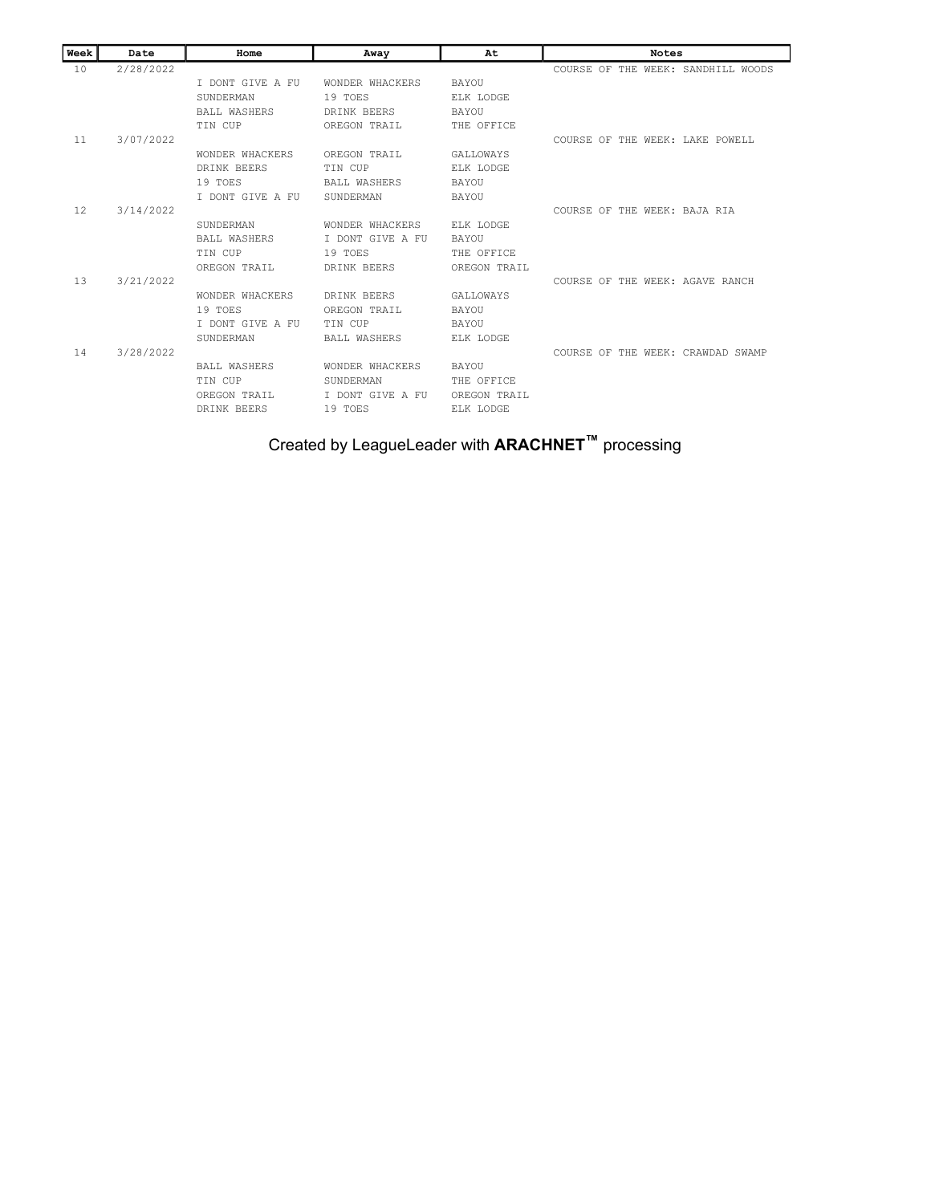| Week | Date | Home | Away | At | Notes |
|---|---|---|---|---|---|
| 10 | 2/28/2022 | | | | COURSE OF THE WEEK: SANDHILL WOODS |
| | | I DONT GIVE A FU | WONDER WHACKERS | BAYOU | |
| | | SUNDERMAN | 19 TOES | ELK LODGE | |
| | | BALL WASHERS | DRINK BEERS | BAYOU | |
| | | TIN CUP | OREGON TRAIL | THE OFFICE | |
| 11 | 3/07/2022 | | | | COURSE OF THE WEEK: LAKE POWELL |
| | | WONDER WHACKERS | OREGON TRAIL | GALLOWAYS | |
| | | DRINK BEERS | TIN CUP | ELK LODGE | |
| | | 19 TOES | BALL WASHERS | BAYOU | |
| | | I DONT GIVE A FU | SUNDERMAN | BAYOU | |
| 12 | 3/14/2022 | | | | COURSE OF THE WEEK: BAJA RIA |
| | | SUNDERMAN | WONDER WHACKERS | ELK LODGE | |
| | | BALL WASHERS | I DONT GIVE A FU | BAYOU | |
| | | TIN CUP | 19 TOES | THE OFFICE | |
| | | OREGON TRAIL | DRINK BEERS | OREGON TRAIL | |
| 13 | 3/21/2022 | | | | COURSE OF THE WEEK: AGAVE RANCH |
| | | WONDER WHACKERS | DRINK BEERS | GALLOWAYS | |
| | | 19 TOES | OREGON TRAIL | BAYOU | |
| | | I DONT GIVE A FU | TIN CUP | BAYOU | |
| | | SUNDERMAN | BALL WASHERS | ELK LODGE | |
| 14 | 3/28/2022 | | | | COURSE OF THE WEEK: CRAWDAD SWAMP |
| | | BALL WASHERS | WONDER WHACKERS | BAYOU | |
| | | TIN CUP | SUNDERMAN | THE OFFICE | |
| | | OREGON TRAIL | I DONT GIVE A FU | OREGON TRAIL | |
| | | DRINK BEERS | 19 TOES | ELK LODGE | |

Created by LeagueLeader with **ARACHNET™** processing